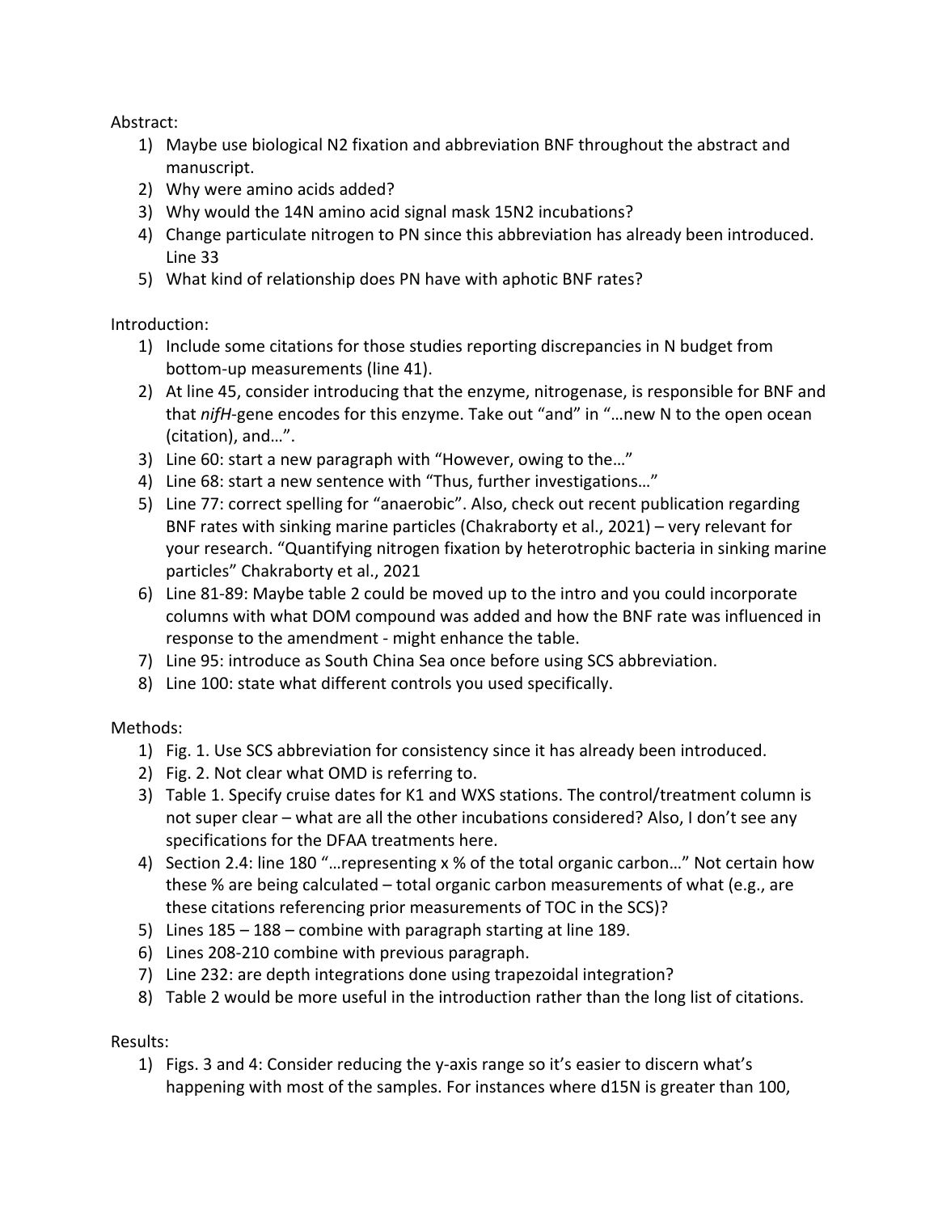Abstract:

1) Maybe use biological $N_2$ fixation and abbreviation BNF throughout the abstract and manuscript.
2) Why were amino acids added?
3) Why would the $^{14}N$ amino acid signal mask $^{15}N_2$ incubations?
4) Change particulate nitrogen to PN since this abbreviation has already been introduced. Line 33
5) What kind of relationship does PN have with aphotic BNF rates?

Introduction:

1) Include some citations for those studies reporting discrepancies in N budget from bottom-up measurements (line 41).
2) At line 45, consider introducing that the enzyme, nitrogenase, is responsible for BNF and that *nifH*-gene encodes for this enzyme. Take out "and" in "…new N to the open ocean (citation), and…".
3) Line 60: start a new paragraph with "However, owing to the…"
4) Line 68: start a new sentence with "Thus, further investigations…"
5) Line 77: correct spelling for "anaerobic". Also, check out recent publication regarding BNF rates with sinking marine particles (Chakraborty et al., 2021) – very relevant for your research. "Quantifying nitrogen fixation by heterotrophic bacteria in sinking marine particles" Chakraborty et al., 2021
6) Line 81-89: Maybe table 2 could be moved up to the intro and you could incorporate columns with what DOM compound was added and how the BNF rate was influenced in response to the amendment - might enhance the table.
7) Line 95: introduce as South China Sea once before using SCS abbreviation.
8) Line 100: state what different controls you used specifically.

Methods:

1) Fig. 1. Use SCS abbreviation for consistency since it has already been introduced.
2) Fig. 2. Not clear what OMD is referring to.
3) Table 1. Specify cruise dates for K1 and WXS stations. The control/treatment column is not super clear – what are all the other incubations considered? Also, I don't see any specifications for the DFAA treatments here.
4) Section 2.4: line 180 "…representing x % of the total organic carbon…" Not certain how these % are being calculated – total organic carbon measurements of what (e.g., are these citations referencing prior measurements of TOC in the SCS)?
5) Lines 185 – 188 – combine with paragraph starting at line 189.
6) Lines 208-210 combine with previous paragraph.
7) Line 232: are depth integrations done using trapezoidal integration?
8) Table 2 would be more useful in the introduction rather than the long list of citations.

Results:

1) Figs. 3 and 4: Consider reducing the y-axis range so it's easier to discern what's happening with most of the samples. For instances where d15N is greater than 100,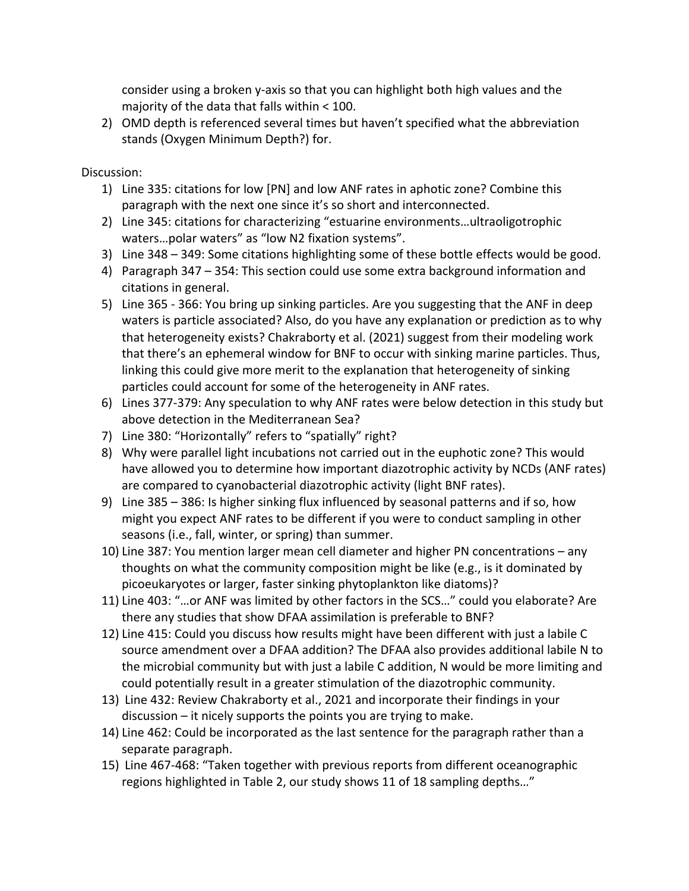consider using a broken y-axis so that you can highlight both high values and the majority of the data that falls within < 100.

2) OMD depth is referenced several times but haven't specified what the abbreviation stands (Oxygen Minimum Depth?) for.

Discussion:

1) Line 335: citations for low [PN] and low ANF rates in aphotic zone? Combine this paragraph with the next one since it's so short and interconnected.
2) Line 345: citations for characterizing "estuarine environments…ultraoligotrophic waters…polar waters" as "low N2 fixation systems".
3) Line 348 – 349: Some citations highlighting some of these bottle effects would be good.
4) Paragraph 347 – 354: This section could use some extra background information and citations in general.
5) Line 365 - 366: You bring up sinking particles. Are you suggesting that the ANF in deep waters is particle associated? Also, do you have any explanation or prediction as to why that heterogeneity exists? Chakraborty et al. (2021) suggest from their modeling work that there's an ephemeral window for BNF to occur with sinking marine particles. Thus, linking this could give more merit to the explanation that heterogeneity of sinking particles could account for some of the heterogeneity in ANF rates.
6) Lines 377-379: Any speculation to why ANF rates were below detection in this study but above detection in the Mediterranean Sea?
7) Line 380: "Horizontally" refers to "spatially" right?
8) Why were parallel light incubations not carried out in the euphotic zone? This would have allowed you to determine how important diazotrophic activity by NCDs (ANF rates) are compared to cyanobacterial diazotrophic activity (light BNF rates).
9) Line 385 – 386: Is higher sinking flux influenced by seasonal patterns and if so, how might you expect ANF rates to be different if you were to conduct sampling in other seasons (i.e., fall, winter, or spring) than summer.
10) Line 387: You mention larger mean cell diameter and higher PN concentrations – any thoughts on what the community composition might be like (e.g., is it dominated by picoeukaryotes or larger, faster sinking phytoplankton like diatoms)?
11) Line 403: "…or ANF was limited by other factors in the SCS…" could you elaborate? Are there any studies that show DFAA assimilation is preferable to BNF?
12) Line 415: Could you discuss how results might have been different with just a labile C source amendment over a DFAA addition? The DFAA also provides additional labile N to the microbial community but with just a labile C addition, N would be more limiting and could potentially result in a greater stimulation of the diazotrophic community.
13) Line 432: Review Chakraborty et al., 2021 and incorporate their findings in your discussion – it nicely supports the points you are trying to make.
14) Line 462: Could be incorporated as the last sentence for the paragraph rather than a separate paragraph.
15) Line 467-468: "Taken together with previous reports from different oceanographic regions highlighted in Table 2, our study shows 11 of 18 sampling depths…"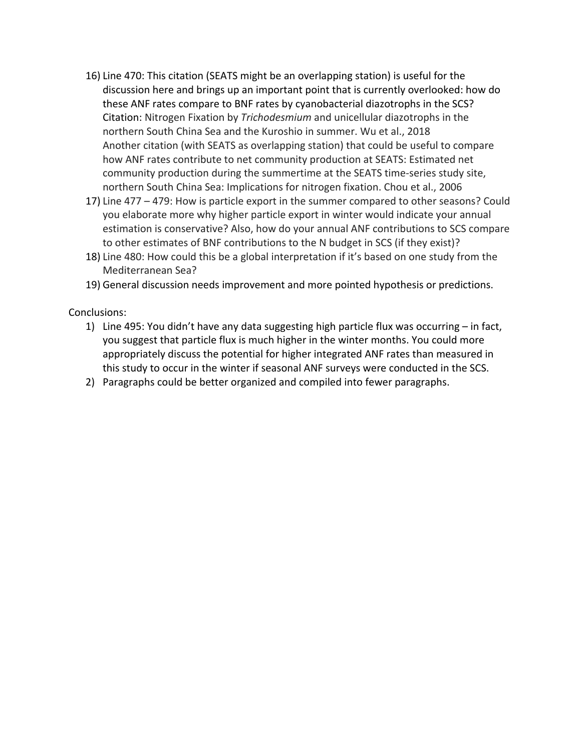16) Line 470: This citation (SEATS might be an overlapping station) is useful for the discussion here and brings up an important point that is currently overlooked: how do these ANF rates compare to BNF rates by cyanobacterial diazotrophs in the SCS? Citation: Nitrogen Fixation by *Trichodesmium* and unicellular diazotrophs in the northern South China Sea and the Kuroshio in summer. Wu et al., 2018
    Another citation (with SEATS as overlapping station) that could be useful to compare how ANF rates contribute to net community production at SEATS: Estimated net community production during the summertime at the SEATS time-series study site, northern South China Sea: Implications for nitrogen fixation. Chou et al., 2006
17) Line 477 – 479: How is particle export in the summer compared to other seasons? Could you elaborate more why higher particle export in winter would indicate your annual estimation is conservative? Also, how do your annual ANF contributions to SCS compare to other estimates of BNF contributions to the N budget in SCS (if they exist)?
18) Line 480: How could this be a global interpretation if it's based on one study from the Mediterranean Sea?
19) General discussion needs improvement and more pointed hypothesis or predictions.

Conclusions:

1) Line 495: You didn't have any data suggesting high particle flux was occurring – in fact, you suggest that particle flux is much higher in the winter months. You could more appropriately discuss the potential for higher integrated ANF rates than measured in this study to occur in the winter if seasonal ANF surveys were conducted in the SCS.
2) Paragraphs could be better organized and compiled into fewer paragraphs.